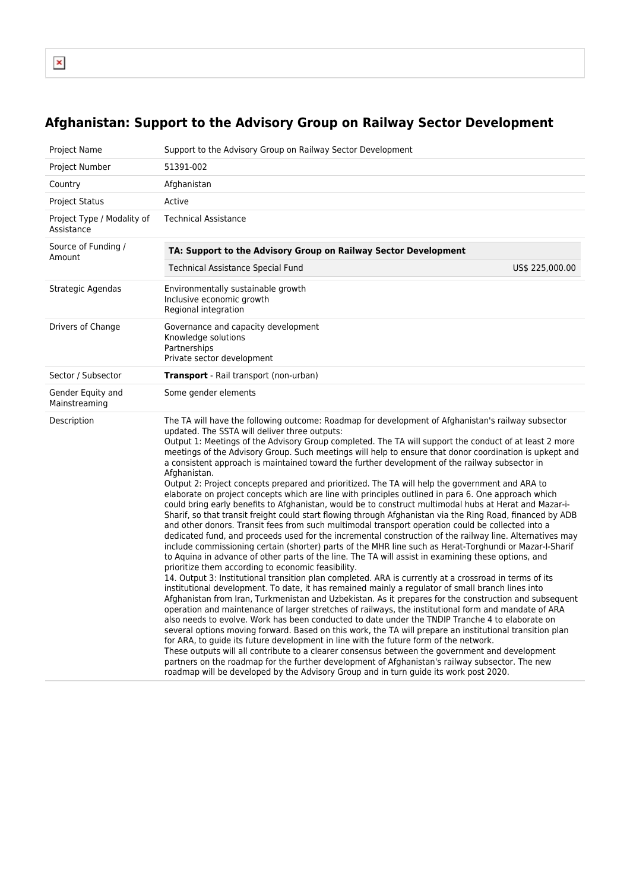# Afghanistan: Support to the Advisory Group on Railway Sector Development

| | |
|---|---|
| Project Name | Support to the Advisory Group on Railway Sector Development |
| Project Number | 51391-002 |
| Country | Afghanistan |
| Project Status | Active |
| Project Type / Modality of Assistance | Technical Assistance |
| Source of Funding / Amount | **TA: Support to the Advisory Group on Railway Sector Development**<br>Technical Assistance Special Fund US$ 225,000.00 |
| Strategic Agendas | Environmentally sustainable growth<br>Inclusive economic growth<br>Regional integration |
| Drivers of Change | Governance and capacity development<br>Knowledge solutions<br>Partnerships<br>Private sector development |
| Sector / Subsector | **Transport** - Rail transport (non-urban) |
| Gender Equity and Mainstreaming | Some gender elements |
| Description | The TA will have the following outcome: Roadmap for development of Afghanistan's railway subsector updated. The SSTA will deliver three outputs:<br>Output 1: Meetings of the Advisory Group completed. The TA will support the conduct of at least 2 more meetings of the Advisory Group. Such meetings will help to ensure that donor coordination is upkept and a consistent approach is maintained toward the further development of the railway subsector in Afghanistan.<br>Output 2: Project concepts prepared and prioritized. The TA will help the government and ARA to elaborate on project concepts which are line with principles outlined in para 6. One approach which could bring early benefits to Afghanistan, would be to construct multimodal hubs at Herat and Mazar-i-Sharif, so that transit freight could start flowing through Afghanistan via the Ring Road, financed by ADB and other donors. Transit fees from such multimodal transport operation could be collected into a dedicated fund, and proceeds used for the incremental construction of the railway line. Alternatives may include commissioning certain (shorter) parts of the MHR line such as Herat-Torghundi or Mazar-I-Sharif to Aquina in advance of other parts of the line. The TA will assist in examining these options, and prioritize them according to economic feasibility.<br>14. Output 3: Institutional transition plan completed. ARA is currently at a crossroad in terms of its institutional development. To date, it has remained mainly a regulator of small branch lines into Afghanistan from Iran, Turkmenistan and Uzbekistan. As it prepares for the construction and subsequent operation and maintenance of larger stretches of railways, the institutional form and mandate of ARA also needs to evolve. Work has been conducted to date under the TNDIP Tranche 4 to elaborate on several options moving forward. Based on this work, the TA will prepare an institutional transition plan for ARA, to guide its future development in line with the future form of the network.<br>These outputs will all contribute to a clearer consensus between the government and development partners on the roadmap for the further development of Afghanistan's railway subsector. The new roadmap will be developed by the Advisory Group and in turn guide its work post 2020. |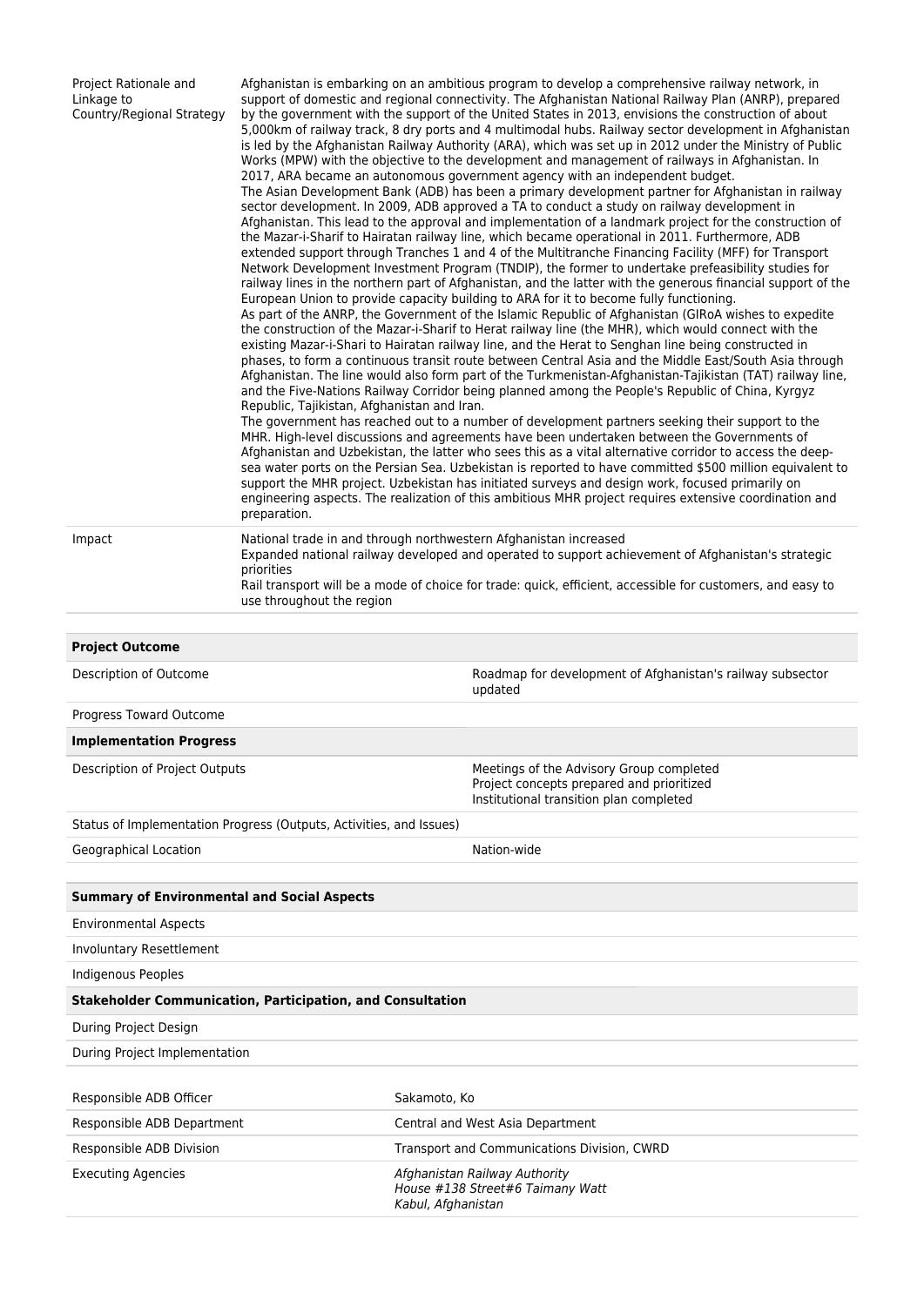| | |
|---|---|
| Project Rationale and Linkage to Country/Regional Strategy | Afghanistan is embarking on an ambitious program to develop a comprehensive railway network, in support of domestic and regional connectivity. The Afghanistan National Railway Plan (ANRP), prepared by the government with the support of the United States in 2013, envisions the construction of about 5,000km of railway track, 8 dry ports and 4 multimodal hubs. Railway sector development in Afghanistan is led by the Afghanistan Railway Authority (ARA), which was set up in 2012 under the Ministry of Public Works (MPW) with the objective to the development and management of railways in Afghanistan. In 2017, ARA became an autonomous government agency with an independent budget.<br>The Asian Development Bank (ADB) has been a primary development partner for Afghanistan in railway sector development. In 2009, ADB approved a TA to conduct a study on railway development in Afghanistan. This lead to the approval and implementation of a landmark project for the construction of the Mazar-i-Sharif to Hairatan railway line, which became operational in 2011. Furthermore, ADB extended support through Tranches 1 and 4 of the Multitranche Financing Facility (MFF) for Transport Network Development Investment Program (TNDIP), the former to undertake prefeasibility studies for railway lines in the northern part of Afghanistan, and the latter with the generous financial support of the European Union to provide capacity building to ARA for it to become fully functioning.<br>As part of the ANRP, the Government of the Islamic Republic of Afghanistan (GIRoA wishes to expedite the construction of the Mazar-i-Sharif to Herat railway line (the MHR), which would connect with the existing Mazar-i-Shari to Hairatan railway line, and the Herat to Senghan line being constructed in phases, to form a continuous transit route between Central Asia and the Middle East/South Asia through Afghanistan. The line would also form part of the Turkmenistan-Afghanistan-Tajikistan (TAT) railway line, and the Five-Nations Railway Corridor being planned among the People's Republic of China, Kyrgyz Republic, Tajikistan, Afghanistan and Iran.<br>The government has reached out to a number of development partners seeking their support to the MHR. High-level discussions and agreements have been undertaken between the Governments of Afghanistan and Uzbekistan, the latter who sees this as a vital alternative corridor to access the deep-sea water ports on the Persian Sea. Uzbekistan is reported to have committed $500 million equivalent to support the MHR project. Uzbekistan has initiated surveys and design work, focused primarily on engineering aspects. The realization of this ambitious MHR project requires extensive coordination and preparation. |
| Impact | National trade in and through northwestern Afghanistan increased<br>Expanded national railway developed and operated to support achievement of Afghanistan's strategic priorities<br>Rail transport will be a mode of choice for trade: quick, efficient, accessible for customers, and easy to use throughout the region |

| **Project Outcome** | |
|---|---|
| Description of Outcome | Roadmap for development of Afghanistan's railway subsector updated |
| Progress Toward Outcome | |
| **Implementation Progress** | |
| Description of Project Outputs | Meetings of the Advisory Group completed<br>Project concepts prepared and prioritized<br>Institutional transition plan completed |
| Status of Implementation Progress (Outputs, Activities, and Issues) | |
| Geographical Location | Nation-wide |

| **Summary of Environmental and Social Aspects** |
|---|
| Environmental Aspects |
| Involuntary Resettlement |
| Indigenous Peoples |
| **Stakeholder Communication, Participation, and Consultation** |
| During Project Design |
| During Project Implementation |

| | |
|---|---|
| Responsible ADB Officer | Sakamoto, Ko |
| Responsible ADB Department | Central and West Asia Department |
| Responsible ADB Division | Transport and Communications Division, CWRD |
| Executing Agencies | *Afghanistan Railway Authority*<br>*House #138 Street#6 Taimany Watt*<br>*Kabul, Afghanistan* |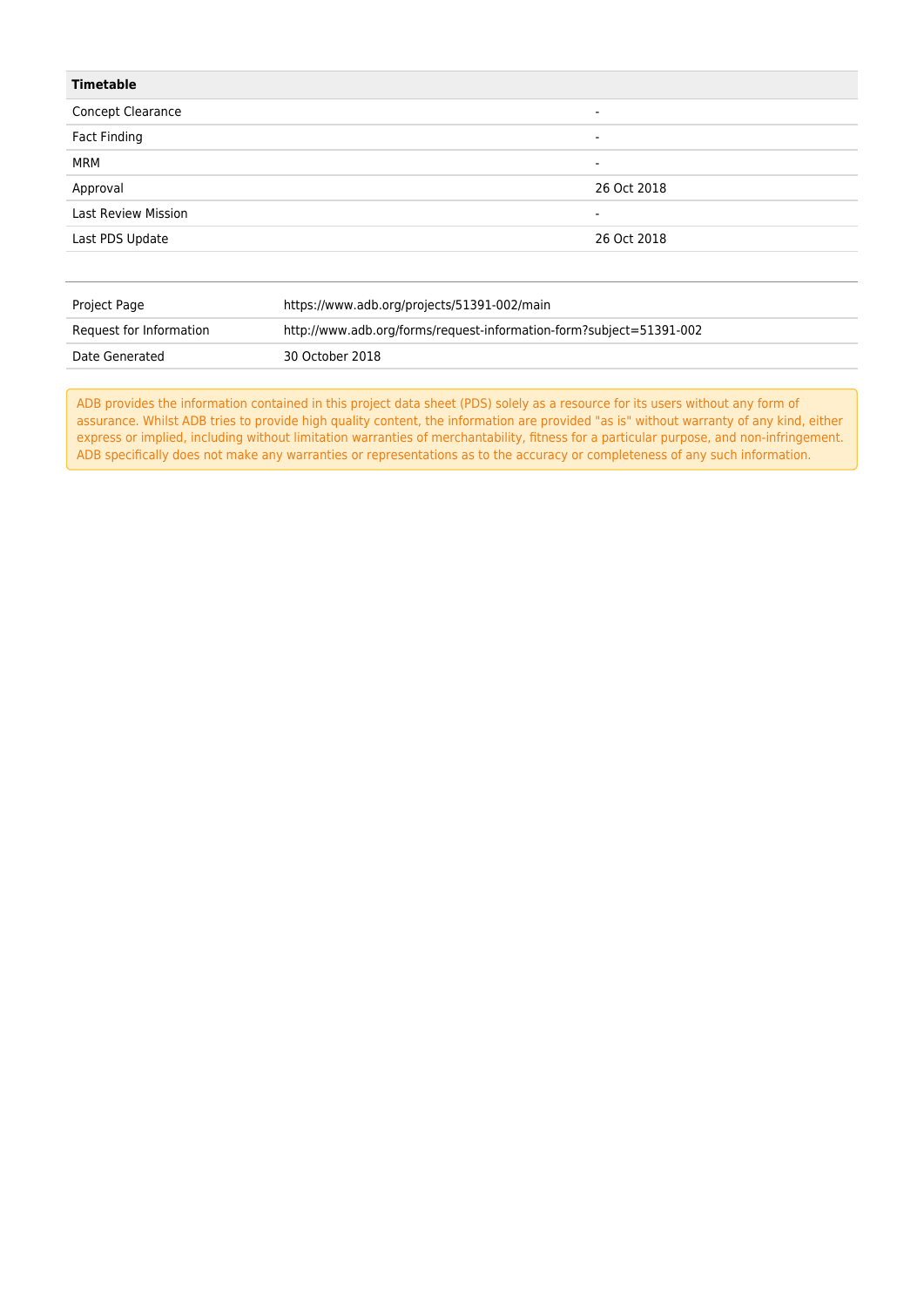| Timetable | |
|---|---|
| Concept Clearance | - |
| Fact Finding | - |
| MRM | - |
| Approval | 26 Oct 2018 |
| Last Review Mission | - |
| Last PDS Update | 26 Oct 2018 |

| | |
|---|---|
| Project Page | https://www.adb.org/projects/51391-002/main |
| Request for Information | http://www.adb.org/forms/request-information-form?subject=51391-002 |
| Date Generated | 30 October 2018 |

ADB provides the information contained in this project data sheet (PDS) solely as a resource for its users without any form of assurance. Whilst ADB tries to provide high quality content, the information are provided "as is" without warranty of any kind, either express or implied, including without limitation warranties of merchantability, fitness for a particular purpose, and non-infringement. ADB specifically does not make any warranties or representations as to the accuracy or completeness of any such information.